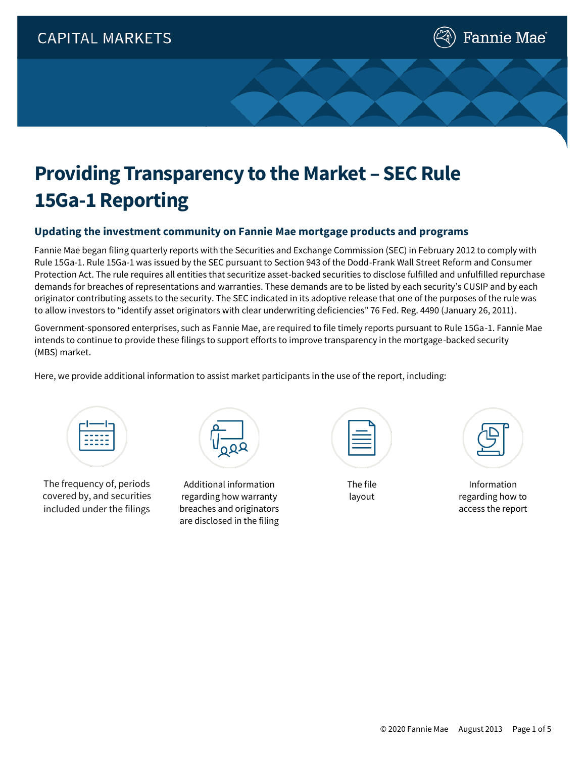CAPITAL MARKETS

Fannie Mae

# Providing Transparency to the Market – SEC Rule 15Ga-1 Reporting

## Updating the investment community on Fannie Mae mortgage products and programs

Fannie Mae began filing quarterly reports with the Securities and Exchange Commission (SEC) in February 2012 to comply with Rule 15Ga-1. Rule 15Ga-1 was issued by the SEC pursuant to Section 943 of the Dodd-Frank Wall Street Reform and Consumer Protection Act. The rule requires all entities that securitize asset-backed securities to disclose fulfilled and unfulfilled repurchase demands for breaches of representations and warranties. These demands are to be listed by each security's CUSIP and by each originator contributing assets to the security. The SEC indicated in its adoptive release that one of the purposes of the rule was to allow investors to "identify asset originators with clear underwriting deficiencies" 76 Fed. Reg. 4490 (January 26, 2011).

Government-sponsored enterprises, such as Fannie Mae, are required to file timely reports pursuant to Rule 15Ga-1. Fannie Mae intends to continue to provide these filings to support efforts to improve transparency in the mortgage-backed security (MBS) market.

Here, we provide additional information to assist market participants in the use of the report, including:

- The frequency of, periods covered by, and securities included under the filings
- Additional information regarding how warranty breaches and originators are disclosed in the filing
- The file layout
- Information regarding how to access the report

© 2020 Fannie Mae August 2013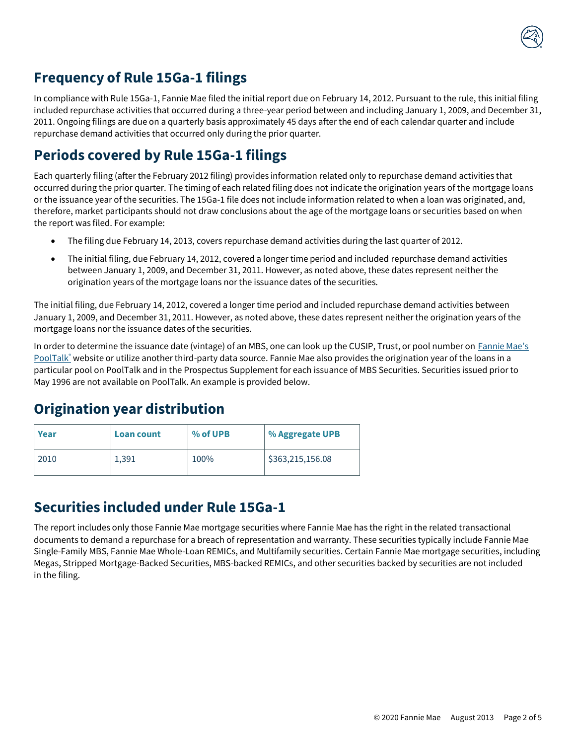## Frequency of Rule 15Ga-1 filings

In compliance with Rule 15Ga-1, Fannie Mae filed the initial report due on February 14, 2012. Pursuant to the rule, this initial filing included repurchase activities that occurred during a three-year period between and including January 1, 2009, and December 31, 2011. Ongoing filings are due on a quarterly basis approximately 45 days after the end of each calendar quarter and include repurchase demand activities that occurred only during the prior quarter.

## Periods covered by Rule 15Ga-1 filings

Each quarterly filing (after the February 2012 filing) provides information related only to repurchase demand activities that occurred during the prior quarter. The timing of each related filing does not indicate the origination years of the mortgage loans or the issuance year of the securities. The 15Ga-1 file does not include information related to when a loan was originated, and, therefore, market participants should not draw conclusions about the age of the mortgage loans or securities based on when the report was filed. For example:

- The filing due February 14, 2013, covers repurchase demand activities during the last quarter of 2012.
- The initial filing, due February 14, 2012, covered a longer time period and included repurchase demand activities between January 1, 2009, and December 31, 2011. However, as noted above, these dates represent neither the origination years of the mortgage loans nor the issuance dates of the securities.

The initial filing, due February 14, 2012, covered a longer time period and included repurchase demand activities between January 1, 2009, and December 31, 2011. However, as noted above, these dates represent neither the origination years of the mortgage loans nor the issuance dates of the securities.

In order to determine the issuance date (vintage) of an MBS, one can look up the CUSIP, Trust, or pool number on Fannie Mae's PoolTalk® website or utilize another third-party data source. Fannie Mae also provides the origination year of the loans in a particular pool on PoolTalk and in the Prospectus Supplement for each issuance of MBS Securities. Securities issued prior to May 1996 are not available on PoolTalk. An example is provided below.

## Origination year distribution

| Year | Loan count | % of UPB | % Aggregate UPB |
|---|---|---|---|
| 2010 | 1,391 | 100% | $363,215,156.08 |

## Securities included under Rule 15Ga-1

The report includes only those Fannie Mae mortgage securities where Fannie Mae has the right in the related transactional documents to demand a repurchase for a breach of representation and warranty. These securities typically include Fannie Mae Single-Family MBS, Fannie Mae Whole-Loan REMICs, and Multifamily securities. Certain Fannie Mae mortgage securities, including Megas, Stripped Mortgage-Backed Securities, MBS-backed REMICs, and other securities backed by securities are not included in the filing.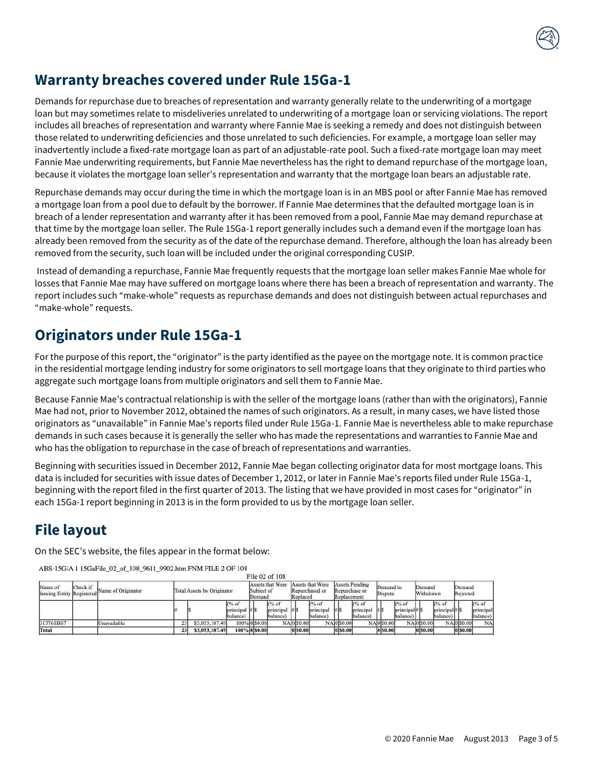## Warranty breaches covered under Rule 15Ga-1

Demands for repurchase due to breaches of representation and warranty generally relate to the underwriting of a mortgage loan but may sometimes relate to misdeliveries unrelated to underwriting of a mortgage loan or servicing violations. The report includes all breaches of representation and warranty where Fannie Mae is seeking a remedy and does not distinguish between those related to underwriting deficiencies and those unrelated to such deficiencies. For example, a mortgage loan seller may inadvertently include a fixed-rate mortgage loan as part of an adjustable-rate pool. Such a fixed-rate mortgage loan may meet Fannie Mae underwriting requirements, but Fannie Mae nevertheless has the right to demand repurchase of the mortgage loan, because it violates the mortgage loan seller's representation and warranty that the mortgage loan bears an adjustable rate.

Repurchase demands may occur during the time in which the mortgage loan is in an MBS pool or after Fannie Mae has removed a mortgage loan from a pool due to default by the borrower. If Fannie Mae determines that the defaulted mortgage loan is in breach of a lender representation and warranty after it has been removed from a pool, Fannie Mae may demand repurchase at that time by the mortgage loan seller. The Rule 15Ga-1 report generally includes such a demand even if the mortgage loan has already been removed from the security as of the date of the repurchase demand. Therefore, although the loan has already been removed from the security, such loan will be included under the original corresponding CUSIP.

Instead of demanding a repurchase, Fannie Mae frequently requests that the mortgage loan seller makes Fannie Mae whole for losses that Fannie Mae may have suffered on mortgage loans where there has been a breach of representation and warranty. The report includes such "make-whole" requests as repurchase demands and does not distinguish between actual repurchases and "make-whole" requests.

## Originators under Rule 15Ga-1

For the purpose of this report, the "originator" is the party identified as the payee on the mortgage note. It is common practice in the residential mortgage lending industry for some originators to sell mortgage loans that they originate to third parties who aggregate such mortgage loans from multiple originators and sell them to Fannie Mae.

Because Fannie Mae's contractual relationship is with the seller of the mortgage loans (rather than with the originators), Fannie Mae had not, prior to November 2012, obtained the names of such originators. As a result, in many cases, we have listed those originators as "unavailable" in Fannie Mae's reports filed under Rule 15Ga-1. Fannie Mae is nevertheless able to make repurchase demands in such cases because it is generally the seller who has made the representations and warranties to Fannie Mae and who has the obligation to repurchase in the case of breach of representations and warranties.

Beginning with securities issued in December 2012, Fannie Mae began collecting originator data for most mortgage loans. This data is included for securities with issue dates of December 1, 2012, or later in Fannie Mae's reports filed under Rule 15Ga-1, beginning with the report filed in the first quarter of 2013. The listing that we have provided in most cases for "originator" in each 15Ga-1 report beginning in 2013 is in the form provided to us by the mortgage loan seller.

## File layout

On the SEC's website, the files appear in the format below:

ABS-15G/A 1 15GaFile_02_of_108_9611_9902.htm FNM FILE 2 OF 108

File 02 of 108

| Name of Issuing Entity | Check if Registered | Name of Originator | Total Assets by Originator | | | Assets that Were Subject of Demand | | | Assets that Were Repurchased or Replaced | | | Assets Pending Repurchase or Replacement | | | Demand in Dispute | | | Demand Withdrawn | | | Demand Rejected | | |
|---|---|---|---|---|---|---|---|---|---|---|---|---|---|---|---|---|---|---|---|---|---|---|---|
| | | | # | $ | (% of principal balance) | # | $ | (% of principal balance) | # | $ | (% of principal balance) | # | $ | (% of principal balance) | # | $ | (% of principal balance) | # | $ | (% of principal balance) | # | $ | (% of principal balance) |
| 31376SBS7 | | Unavailable | 23 | $3,053,187.49 | 100% | 0 | $0.00 | NA | 0 | $0.00 | NA | 0 | $0.00 | NA | 0 | $0.00 | NA | 0 | $0.00 | NA | 0 | $0.00 | NA |
| **Total** | | | **23** | **$3,053,187.49** | **100%** | **0** | **$0.00** | | **0** | **$0.00** | | **0** | **$0.00** | | **0** | **$0.00** | | **0** | **$0.00** | | **0** | **$0.00** | |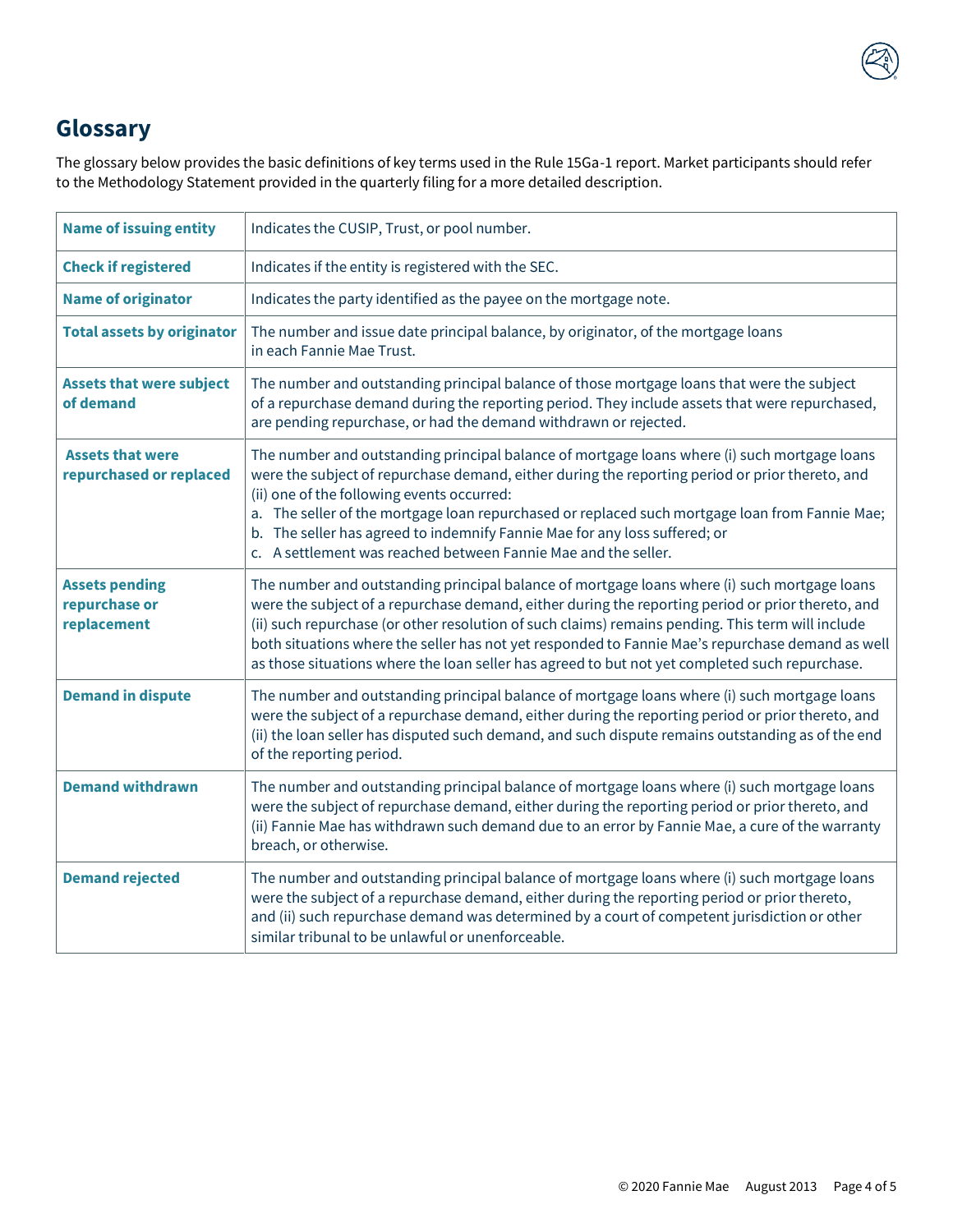## Glossary

The glossary below provides the basic definitions of key terms used in the Rule 15Ga-1 report. Market participants should refer to the Methodology Statement provided in the quarterly filing for a more detailed description.

| Term | Definition |
|---|---|
| **Name of issuing entity** | Indicates the CUSIP, Trust, or pool number. |
| **Check if registered** | Indicates if the entity is registered with the SEC. |
| **Name of originator** | Indicates the party identified as the payee on the mortgage note. |
| **Total assets by originator** | The number and issue date principal balance, by originator, of the mortgage loans in each Fannie Mae Trust. |
| **Assets that were subject of demand** | The number and outstanding principal balance of those mortgage loans that were the subject of a repurchase demand during the reporting period. They include assets that were repurchased, are pending repurchase, or had the demand withdrawn or rejected. |
| **Assets that were repurchased or replaced** | The number and outstanding principal balance of mortgage loans where (i) such mortgage loans were the subject of repurchase demand, either during the reporting period or prior thereto, and (ii) one of the following events occurred:<br>a. The seller of the mortgage loan repurchased or replaced such mortgage loan from Fannie Mae;<br>b. The seller has agreed to indemnify Fannie Mae for any loss suffered; or<br>c. A settlement was reached between Fannie Mae and the seller. |
| **Assets pending repurchase or replacement** | The number and outstanding principal balance of mortgage loans where (i) such mortgage loans were the subject of a repurchase demand, either during the reporting period or prior thereto, and (ii) such repurchase (or other resolution of such claims) remains pending. This term will include both situations where the seller has not yet responded to Fannie Mae's repurchase demand as well as those situations where the loan seller has agreed to but not yet completed such repurchase. |
| **Demand in dispute** | The number and outstanding principal balance of mortgage loans where (i) such mortgage loans were the subject of a repurchase demand, either during the reporting period or prior thereto, and (ii) the loan seller has disputed such demand, and such dispute remains outstanding as of the end of the reporting period. |
| **Demand withdrawn** | The number and outstanding principal balance of mortgage loans where (i) such mortgage loans were the subject of repurchase demand, either during the reporting period or prior thereto, and (ii) Fannie Mae has withdrawn such demand due to an error by Fannie Mae, a cure of the warranty breach, or otherwise. |
| **Demand rejected** | The number and outstanding principal balance of mortgage loans where (i) such mortgage loans were the subject of a repurchase demand, either during the reporting period or prior thereto, and (ii) such repurchase demand was determined by a court of competent jurisdiction or other similar tribunal to be unlawful or unenforceable. |

© 2020 Fannie Mae August 2013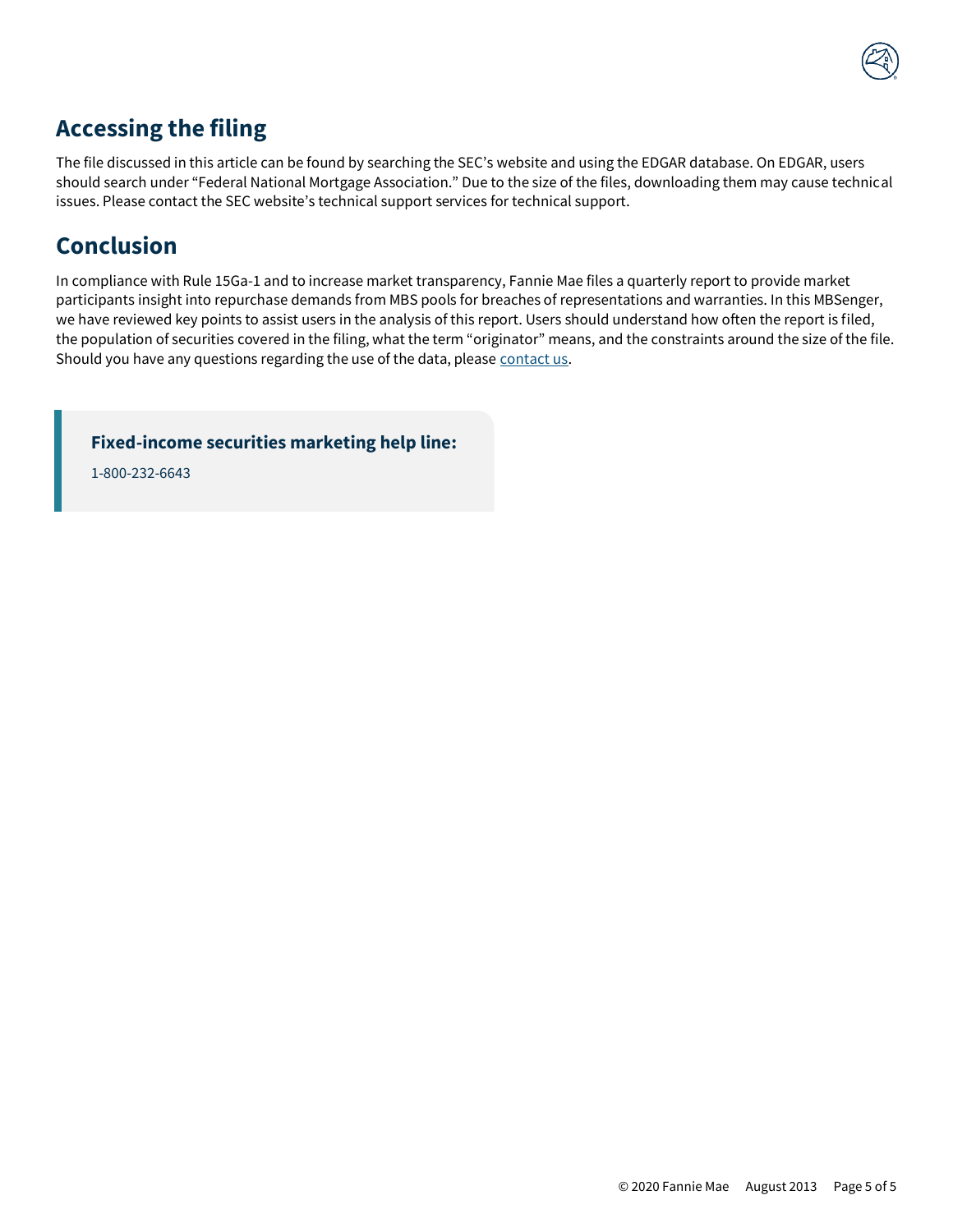## Accessing the filing

The file discussed in this article can be found by searching the SEC's website and using the EDGAR database. On EDGAR, users should search under "Federal National Mortgage Association." Due to the size of the files, downloading them may cause technical issues. Please contact the SEC website's technical support services for technical support.

## Conclusion

In compliance with Rule 15Ga-1 and to increase market transparency, Fannie Mae files a quarterly report to provide market participants insight into repurchase demands from MBS pools for breaches of representations and warranties. In this MBSenger, we have reviewed key points to assist users in the analysis of this report. Users should understand how often the report is filed, the population of securities covered in the filing, what the term "originator" means, and the constraints around the size of the file. Should you have any questions regarding the use of the data, please contact us.

**Fixed-income securities marketing help line:**

1-800-232-6643